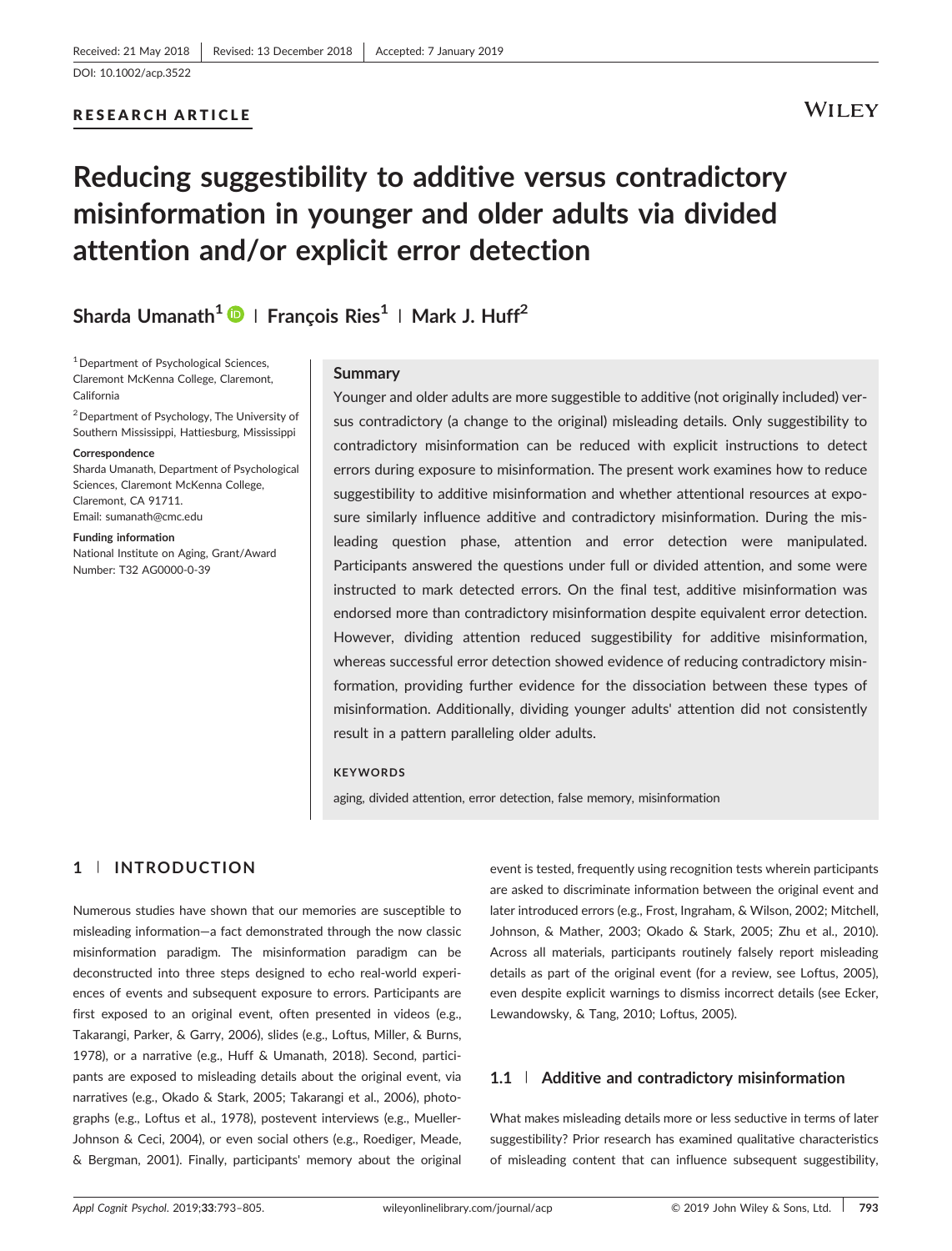Received: 21 May 2018 | Revised: 13 December 2018 | Accepted: 7 January 2019

DOI: 10.1002/acp.3522

RESEARCH ARTICLE

# Reducing suggestibility to additive versus contradictory misinformation in younger and older adults via divided attention and/or explicit error detection

**Sharda Umanath[1] | François Ries[1] | Mark J. Huff[2]**

[1] Department of Psychological Sciences, Claremont McKenna College, Claremont, California

[2] Department of Psychology, The University of Southern Mississippi, Hattiesburg, Mississippi

**Correspondence**
Sharda Umanath, Department of Psychological Sciences, Claremont McKenna College, Claremont, CA 91711.
Email: sumanath@cmc.edu

**Funding information**
National Institute on Aging, Grant/Award Number: T32 AG0000-0-39

## Summary

Younger and older adults are more suggestible to additive (not originally included) versus contradictory (a change to the original) misleading details. Only suggestibility to contradictory misinformation can be reduced with explicit instructions to detect errors during exposure to misinformation. The present work examines how to reduce suggestibility to additive misinformation and whether attentional resources at exposure similarly influence additive and contradictory misinformation. During the misleading question phase, attention and error detection were manipulated. Participants answered the questions under full or divided attention, and some were instructed to mark detected errors. On the final test, additive misinformation was endorsed more than contradictory misinformation despite equivalent error detection. However, dividing attention reduced suggestibility for additive misinformation, whereas successful error detection showed evidence of reducing contradictory misinformation, providing further evidence for the dissociation between these types of misinformation. Additionally, dividing younger adults' attention did not consistently result in a pattern paralleling older adults.

**KEYWORDS**

aging, divided attention, error detection, false memory, misinformation

## 1 | INTRODUCTION

Numerous studies have shown that our memories are susceptible to misleading information—a fact demonstrated through the now classic misinformation paradigm. The misinformation paradigm can be deconstructed into three steps designed to echo real-world experiences of events and subsequent exposure to errors. Participants are first exposed to an original event, often presented in videos (e.g., Takarangi, Parker, & Garry, 2006), slides (e.g., Loftus, Miller, & Burns, 1978), or a narrative (e.g., Huff & Umanath, 2018). Second, participants are exposed to misleading details about the original event, via narratives (e.g., Okado & Stark, 2005; Takarangi et al., 2006), photographs (e.g., Loftus et al., 1978), postevent interviews (e.g., Mueller-Johnson & Ceci, 2004), or even social others (e.g., Roediger, Meade, & Bergman, 2001). Finally, participants' memory about the original event is tested, frequently using recognition tests wherein participants are asked to discriminate information between the original event and later introduced errors (e.g., Frost, Ingraham, & Wilson, 2002; Mitchell, Johnson, & Mather, 2003; Okado & Stark, 2005; Zhu et al., 2010). Across all materials, participants routinely falsely report misleading details as part of the original event (for a review, see Loftus, 2005), even despite explicit warnings to dismiss incorrect details (see Ecker, Lewandowsky, & Tang, 2010; Loftus, 2005).

### 1.1 | Additive and contradictory misinformation

What makes misleading details more or less seductive in terms of later suggestibility? Prior research has examined qualitative characteristics of misleading content that can influence subsequent suggestibility,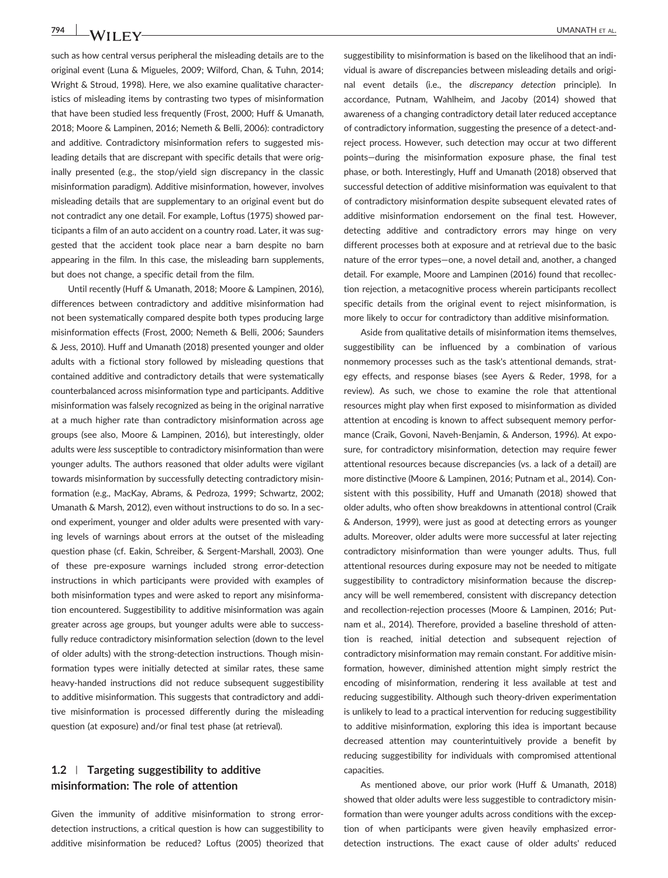such as how central versus peripheral the misleading details are to the original event (Luna & Migueles, 2009; Wilford, Chan, & Tuhn, 2014; Wright & Stroud, 1998). Here, we also examine qualitative characteristics of misleading items by contrasting two types of misinformation that have been studied less frequently (Frost, 2000; Huff & Umanath, 2018; Moore & Lampinen, 2016; Nemeth & Belli, 2006): contradictory and additive. Contradictory misinformation refers to suggested misleading details that are discrepant with specific details that were originally presented (e.g., the stop/yield sign discrepancy in the classic misinformation paradigm). Additive misinformation, however, involves misleading details that are supplementary to an original event but do not contradict any one detail. For example, Loftus (1975) showed participants a film of an auto accident on a country road. Later, it was suggested that the accident took place near a barn despite no barn appearing in the film. In this case, the misleading barn supplements, but does not change, a specific detail from the film.

Until recently (Huff & Umanath, 2018; Moore & Lampinen, 2016), differences between contradictory and additive misinformation had not been systematically compared despite both types producing large misinformation effects (Frost, 2000; Nemeth & Belli, 2006; Saunders & Jess, 2010). Huff and Umanath (2018) presented younger and older adults with a fictional story followed by misleading questions that contained additive and contradictory details that were systematically counterbalanced across misinformation type and participants. Additive misinformation was falsely recognized as being in the original narrative at a much higher rate than contradictory misinformation across age groups (see also, Moore & Lampinen, 2016), but interestingly, older adults were *less* susceptible to contradictory misinformation than were younger adults. The authors reasoned that older adults were vigilant towards misinformation by successfully detecting contradictory misinformation (e.g., MacKay, Abrams, & Pedroza, 1999; Schwartz, 2002; Umanath & Marsh, 2012), even without instructions to do so. In a second experiment, younger and older adults were presented with varying levels of warnings about errors at the outset of the misleading question phase (cf. Eakin, Schreiber, & Sergent-Marshall, 2003). One of these pre-exposure warnings included strong error-detection instructions in which participants were provided with examples of both misinformation types and were asked to report any misinformation encountered. Suggestibility to additive misinformation was again greater across age groups, but younger adults were able to successfully reduce contradictory misinformation selection (down to the level of older adults) with the strong-detection instructions. Though misinformation types were initially detected at similar rates, these same heavy-handed instructions did not reduce subsequent suggestibility to additive misinformation. This suggests that contradictory and additive misinformation is processed differently during the misleading question (at exposure) and/or final test phase (at retrieval).

## 1.2 | Targeting suggestibility to additive misinformation: The role of attention

Given the immunity of additive misinformation to strong error-detection instructions, a critical question is how can suggestibility to additive misinformation be reduced? Loftus (2005) theorized that suggestibility to misinformation is based on the likelihood that an individual is aware of discrepancies between misleading details and original event details (i.e., the *discrepancy detection* principle). In accordance, Putnam, Wahlheim, and Jacoby (2014) showed that awareness of a changing contradictory detail later reduced acceptance of contradictory information, suggesting the presence of a detect-and-reject process. However, such detection may occur at two different points—during the misinformation exposure phase, the final test phase, or both. Interestingly, Huff and Umanath (2018) observed that successful detection of additive misinformation was equivalent to that of contradictory misinformation despite subsequent elevated rates of additive misinformation endorsement on the final test. However, detecting additive and contradictory errors may hinge on very different processes both at exposure and at retrieval due to the basic nature of the error types—one, a novel detail and, another, a changed detail. For example, Moore and Lampinen (2016) found that recollection rejection, a metacognitive process wherein participants recollect specific details from the original event to reject misinformation, is more likely to occur for contradictory than additive misinformation.

Aside from qualitative details of misinformation items themselves, suggestibility can be influenced by a combination of various nonmemory processes such as the task's attentional demands, strategy effects, and response biases (see Ayers & Reder, 1998, for a review). As such, we chose to examine the role that attentional resources might play when first exposed to misinformation as divided attention at encoding is known to affect subsequent memory performance (Craik, Govoni, Naveh-Benjamin, & Anderson, 1996). At exposure, for contradictory misinformation, detection may require fewer attentional resources because discrepancies (vs. a lack of a detail) are more distinctive (Moore & Lampinen, 2016; Putnam et al., 2014). Consistent with this possibility, Huff and Umanath (2018) showed that older adults, who often show breakdowns in attentional control (Craik & Anderson, 1999), were just as good at detecting errors as younger adults. Moreover, older adults were more successful at later rejecting contradictory misinformation than were younger adults. Thus, full attentional resources during exposure may not be needed to mitigate suggestibility to contradictory misinformation because the discrepancy will be well remembered, consistent with discrepancy detection and recollection-rejection processes (Moore & Lampinen, 2016; Putnam et al., 2014). Therefore, provided a baseline threshold of attention is reached, initial detection and subsequent rejection of contradictory misinformation may remain constant. For additive misinformation, however, diminished attention might simply restrict the encoding of misinformation, rendering it less available at test and reducing suggestibility. Although such theory-driven experimentation is unlikely to lead to a practical intervention for reducing suggestibility to additive misinformation, exploring this idea is important because decreased attention may counterintuitively provide a benefit by reducing suggestibility for individuals with compromised attentional capacities.

As mentioned above, our prior work (Huff & Umanath, 2018) showed that older adults were less suggestible to contradictory misinformation than were younger adults across conditions with the exception of when participants were given heavily emphasized error-detection instructions. The exact cause of older adults' reduced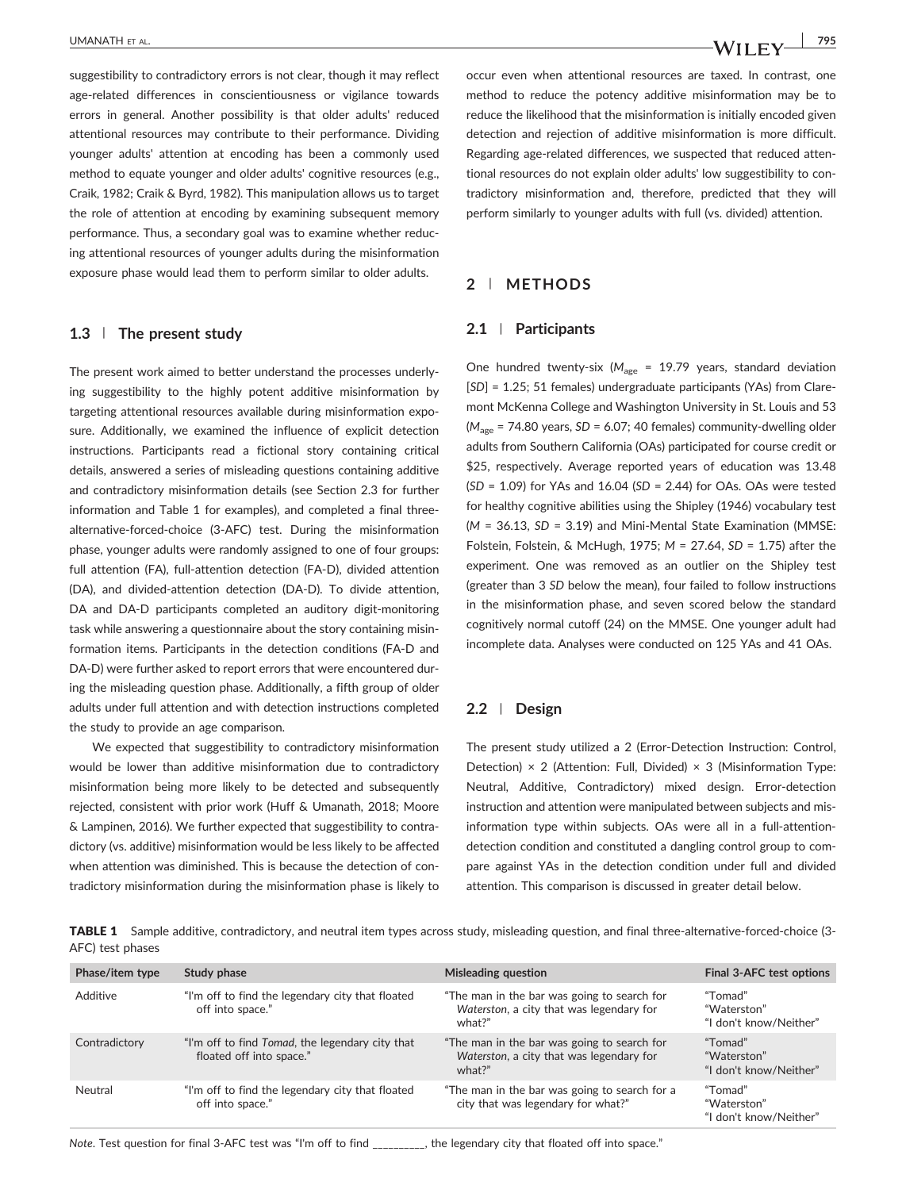suggestibility to contradictory errors is not clear, though it may reflect age-related differences in conscientiousness or vigilance towards errors in general. Another possibility is that older adults' reduced attentional resources may contribute to their performance. Dividing younger adults' attention at encoding has been a commonly used method to equate younger and older adults' cognitive resources (e.g., Craik, 1982; Craik & Byrd, 1982). This manipulation allows us to target the role of attention at encoding by examining subsequent memory performance. Thus, a secondary goal was to examine whether reducing attentional resources of younger adults during the misinformation exposure phase would lead them to perform similar to older adults.

### 1.3 | The present study

The present work aimed to better understand the processes underlying suggestibility to the highly potent additive misinformation by targeting attentional resources available during misinformation exposure. Additionally, we examined the influence of explicit detection instructions. Participants read a fictional story containing critical details, answered a series of misleading questions containing additive and contradictory misinformation details (see Section 2.3 for further information and Table 1 for examples), and completed a final three-alternative-forced-choice (3-AFC) test. During the misinformation phase, younger adults were randomly assigned to one of four groups: full attention (FA), full-attention detection (FA-D), divided attention (DA), and divided-attention detection (DA-D). To divide attention, DA and DA-D participants completed an auditory digit-monitoring task while answering a questionnaire about the story containing misinformation items. Participants in the detection conditions (FA-D and DA-D) were further asked to report errors that were encountered during the misleading question phase. Additionally, a fifth group of older adults under full attention and with detection instructions completed the study to provide an age comparison.

We expected that suggestibility to contradictory misinformation would be lower than additive misinformation due to contradictory misinformation being more likely to be detected and subsequently rejected, consistent with prior work (Huff & Umanath, 2018; Moore & Lampinen, 2016). We further expected that suggestibility to contradictory (vs. additive) misinformation would be less likely to be affected when attention was diminished. This is because the detection of contradictory misinformation during the misinformation phase is likely to occur even when attentional resources are taxed. In contrast, one method to reduce the potency additive misinformation may be to reduce the likelihood that the misinformation is initially encoded given detection and rejection of additive misinformation is more difficult. Regarding age-related differences, we suspected that reduced attentional resources do not explain older adults' low suggestibility to contradictory misinformation and, therefore, predicted that they will perform similarly to younger adults with full (vs. divided) attention.

## 2 | METHODS

### 2.1 | Participants

One hundred twenty-six ($M_{age}$ = 19.79 years, standard deviation [*SD*] = 1.25; 51 females) undergraduate participants (YAs) from Claremont McKenna College and Washington University in St. Louis and 53 ($M_{age}$ = 74.80 years, *SD* = 6.07; 40 females) community-dwelling older adults from Southern California (OAs) participated for course credit or $25, respectively. Average reported years of education was 13.48 (*SD* = 1.09) for YAs and 16.04 (*SD* = 2.44) for OAs. OAs were tested for healthy cognitive abilities using the Shipley (1946) vocabulary test (*M* = 36.13, *SD* = 3.19) and Mini-Mental State Examination (MMSE: Folstein, Folstein, & McHugh, 1975; *M* = 27.64, *SD* = 1.75) after the experiment. One was removed as an outlier on the Shipley test (greater than 3 *SD* below the mean), four failed to follow instructions in the misinformation phase, and seven scored below the standard cognitively normal cutoff (24) on the MMSE. One younger adult had incomplete data. Analyses were conducted on 125 YAs and 41 OAs.

### 2.2 | Design

The present study utilized a 2 (Error-Detection Instruction: Control, Detection) × 2 (Attention: Full, Divided) × 3 (Misinformation Type: Neutral, Additive, Contradictory) mixed design. Error-detection instruction and attention were manipulated between subjects and misinformation type within subjects. OAs were all in a full-attention-detection condition and constituted a dangling control group to compare against YAs in the detection condition under full and divided attention. This comparison is discussed in greater detail below.

**TABLE 1** Sample additive, contradictory, and neutral item types across study, misleading question, and final three-alternative-forced-choice (3-AFC) test phases

| Phase/item type | Study phase | Misleading question | Final 3-AFC test options |
|---|---|---|---|
| Additive | "I'm off to find the legendary city that floated off into space." | "The man in the bar was going to search for *Waterston*, a city that was legendary for what?" | "Tomad" "Waterston" "I don't know/Neither" |
| Contradictory | "I'm off to find *Tomad*, the legendary city that floated off into space." | "The man in the bar was going to search for *Waterston*, a city that was legendary for what?" | "Tomad" "Waterston" "I don't know/Neither" |
| Neutral | "I'm off to find the legendary city that floated off into space." | "The man in the bar was going to search for a city that was legendary for what?" | "Tomad" "Waterston" "I don't know/Neither" |

*Note*. Test question for final 3-AFC test was "I'm off to find _________, the legendary city that floated off into space."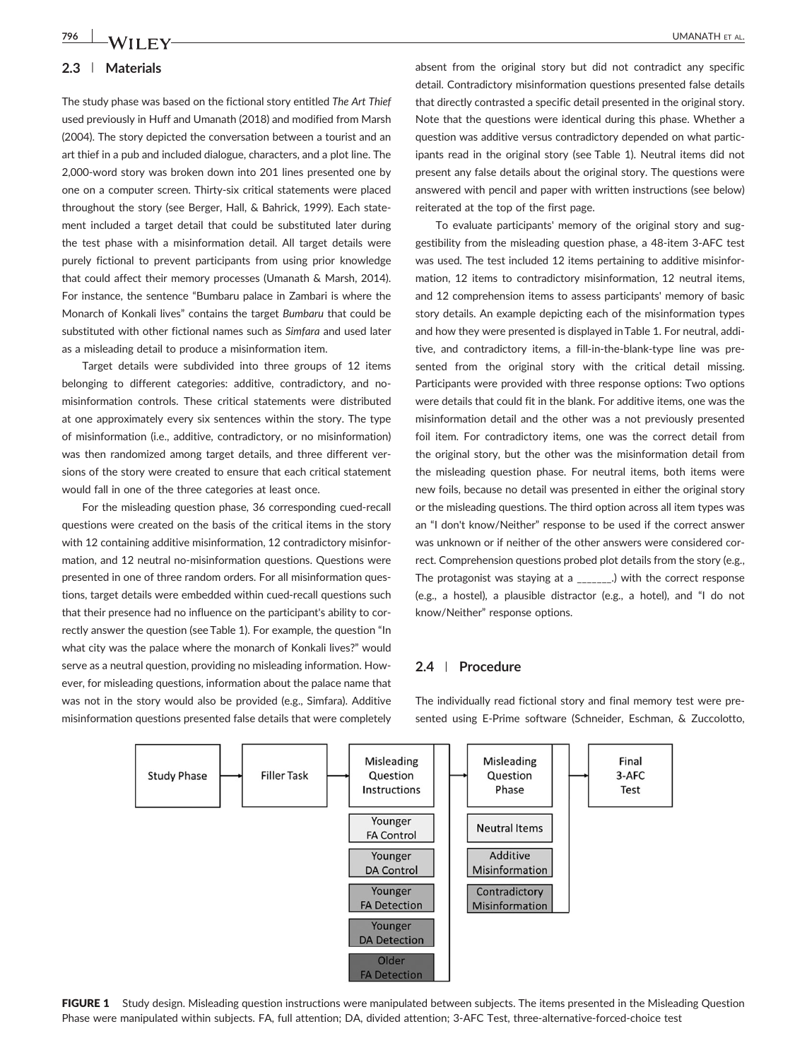## 2.3 | Materials

The study phase was based on the fictional story entitled *The Art Thief* used previously in Huff and Umanath (2018) and modified from Marsh (2004). The story depicted the conversation between a tourist and an art thief in a pub and included dialogue, characters, and a plot line. The 2,000-word story was broken down into 201 lines presented one by one on a computer screen. Thirty-six critical statements were placed throughout the story (see Berger, Hall, & Bahrick, 1999). Each statement included a target detail that could be substituted later during the test phase with a misinformation detail. All target details were purely fictional to prevent participants from using prior knowledge that could affect their memory processes (Umanath & Marsh, 2014). For instance, the sentence "Bumbaru palace in Zambari is where the Monarch of Konkali lives" contains the target *Bumbaru* that could be substituted with other fictional names such as *Simfara* and used later as a misleading detail to produce a misinformation item.

Target details were subdivided into three groups of 12 items belonging to different categories: additive, contradictory, and no-misinformation controls. These critical statements were distributed at one approximately every six sentences within the story. The type of misinformation (i.e., additive, contradictory, or no misinformation) was then randomized among target details, and three different versions of the story were created to ensure that each critical statement would fall in one of the three categories at least once.

For the misleading question phase, 36 corresponding cued-recall questions were created on the basis of the critical items in the story with 12 containing additive misinformation, 12 contradictory misinformation, and 12 neutral no-misinformation questions. Questions were presented in one of three random orders. For all misinformation questions, target details were embedded within cued-recall questions such that their presence had no influence on the participant's ability to correctly answer the question (see Table 1). For example, the question "In what city was the palace where the monarch of Konkali lives?" would serve as a neutral question, providing no misleading information. However, for misleading questions, information about the palace name that was not in the story would also be provided (e.g., Simfara). Additive misinformation questions presented false details that were completely absent from the original story but did not contradict any specific detail. Contradictory misinformation questions presented false details that directly contrasted a specific detail presented in the original story. Note that the questions were identical during this phase. Whether a question was additive versus contradictory depended on what participants read in the original story (see Table 1). Neutral items did not present any false details about the original story. The questions were answered with pencil and paper with written instructions (see below) reiterated at the top of the first page.

To evaluate participants' memory of the original story and suggestibility from the misleading question phase, a 48-item 3-AFC test was used. The test included 12 items pertaining to additive misinformation, 12 items to contradictory misinformation, 12 neutral items, and 12 comprehension items to assess participants' memory of basic story details. An example depicting each of the misinformation types and how they were presented is displayed in Table 1. For neutral, additive, and contradictory items, a fill-in-the-blank-type line was presented from the original story with the critical detail missing. Participants were provided with three response options: Two options were details that could fit in the blank. For additive items, one was the misinformation detail and the other was a not previously presented foil item. For contradictory items, one was the correct detail from the original story, but the other was the misinformation detail from the misleading question phase. For neutral items, both items were new foils, because no detail was presented in either the original story or the misleading questions. The third option across all item types was an "I don't know/Neither" response to be used if the correct answer was unknown or if neither of the other answers were considered correct. Comprehension questions probed plot details from the story (e.g., The protagonist was staying at a _______.) with the correct response (e.g., a hostel), a plausible distractor (e.g., a hotel), and "I do not know/Neither" response options.

## 2.4 | Procedure

The individually read fictional story and final memory test were presented using E-Prime software (Schneider, Eschman, & Zuccolotto,

Study Phase
Filler Task
Misleading Question Instructions
Younger FA Control
Younger DA Control
Younger FA Detection
Younger DA Detection
Older FA Detection
Misleading Question Phase
Neutral Items
Additive Misinformation
Contradictory Misinformation
Final 3-AFC Test

**FIGURE 1** Study design. Misleading question instructions were manipulated between subjects. The items presented in the Misleading Question Phase were manipulated within subjects. FA, full attention; DA, divided attention; 3-AFC Test, three-alternative-forced-choice test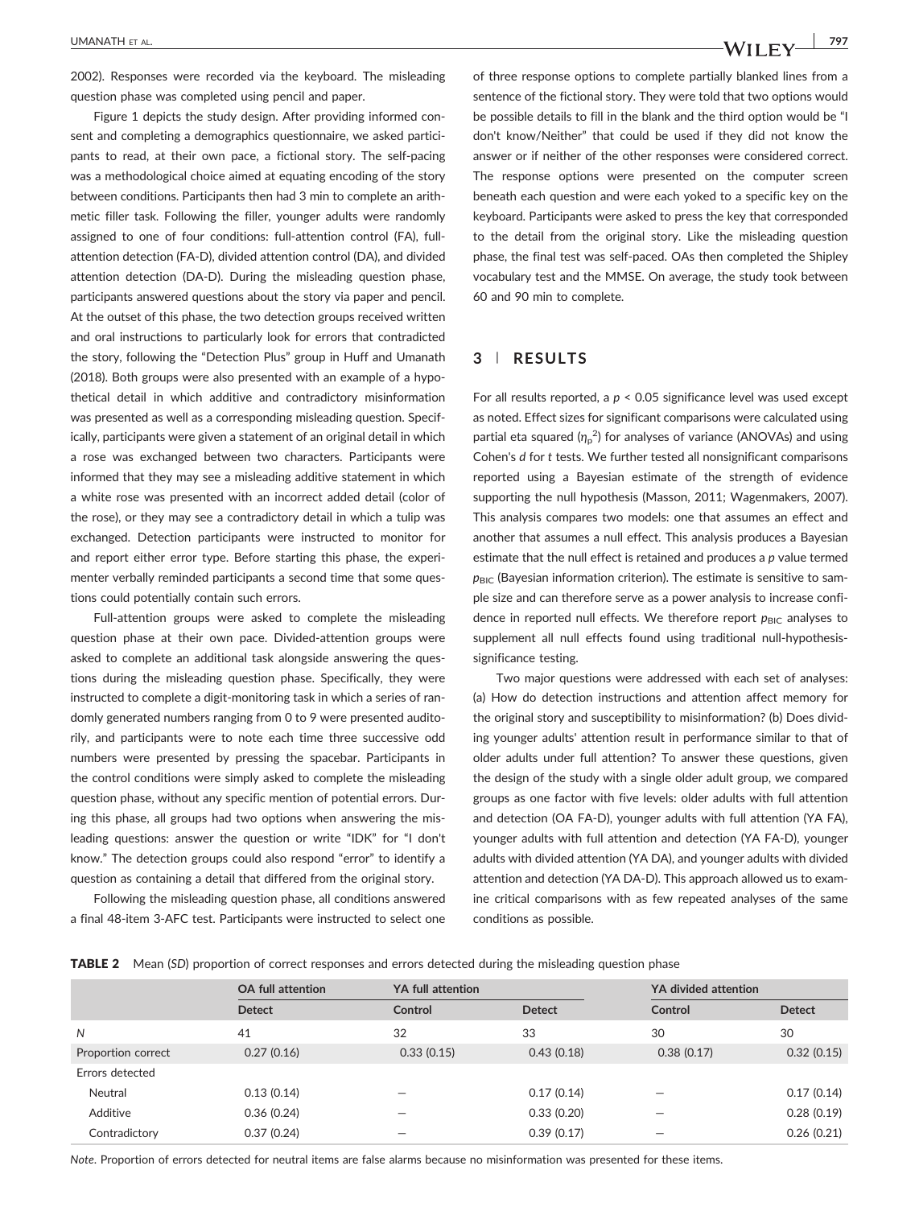2002). Responses were recorded via the keyboard. The misleading question phase was completed using pencil and paper.

Figure 1 depicts the study design. After providing informed consent and completing a demographics questionnaire, we asked participants to read, at their own pace, a fictional story. The self-pacing was a methodological choice aimed at equating encoding of the story between conditions. Participants then had 3 min to complete an arithmetic filler task. Following the filler, younger adults were randomly assigned to one of four conditions: full-attention control (FA), full-attention detection (FA-D), divided attention control (DA), and divided attention detection (DA-D). During the misleading question phase, participants answered questions about the story via paper and pencil. At the outset of this phase, the two detection groups received written and oral instructions to particularly look for errors that contradicted the story, following the "Detection Plus" group in Huff and Umanath (2018). Both groups were also presented with an example of a hypothetical detail in which additive and contradictory misinformation was presented as well as a corresponding misleading question. Specifically, participants were given a statement of an original detail in which a rose was exchanged between two characters. Participants were informed that they may see a misleading additive statement in which a white rose was presented with an incorrect added detail (color of the rose), or they may see a contradictory detail in which a tulip was exchanged. Detection participants were instructed to monitor for and report either error type. Before starting this phase, the experimenter verbally reminded participants a second time that some questions could potentially contain such errors.

Full-attention groups were asked to complete the misleading question phase at their own pace. Divided-attention groups were asked to complete an additional task alongside answering the questions during the misleading question phase. Specifically, they were instructed to complete a digit-monitoring task in which a series of randomly generated numbers ranging from 0 to 9 were presented auditorily, and participants were to note each time three successive odd numbers were presented by pressing the spacebar. Participants in the control conditions were simply asked to complete the misleading question phase, without any specific mention of potential errors. During this phase, all groups had two options when answering the misleading questions: answer the question or write "IDK" for "I don't know." The detection groups could also respond "error" to identify a question as containing a detail that differed from the original story.

Following the misleading question phase, all conditions answered a final 48-item 3-AFC test. Participants were instructed to select one of three response options to complete partially blanked lines from a sentence of the fictional story. They were told that two options would be possible details to fill in the blank and the third option would be "I don't know/Neither" that could be used if they did not know the answer or if neither of the other responses were considered correct. The response options were presented on the computer screen beneath each question and were each yoked to a specific key on the keyboard. Participants were asked to press the key that corresponded to the detail from the original story. Like the misleading question phase, the final test was self-paced. OAs then completed the Shipley vocabulary test and the MMSE. On average, the study took between 60 and 90 min to complete.

## 3 | RESULTS

For all results reported, a $p < 0.05$ significance level was used except as noted. Effect sizes for significant comparisons were calculated using partial eta squared ($\eta_p^2$) for analyses of variance (ANOVAs) and using Cohen's *d* for *t* tests. We further tested all nonsignificant comparisons reported using a Bayesian estimate of the strength of evidence supporting the null hypothesis (Masson, 2011; Wagenmakers, 2007). This analysis compares two models: one that assumes an effect and another that assumes a null effect. This analysis produces a Bayesian estimate that the null effect is retained and produces a *p* value termed $p_{BIC}$ (Bayesian information criterion). The estimate is sensitive to sample size and can therefore serve as a power analysis to increase confidence in reported null effects. We therefore report $p_{BIC}$ analyses to supplement all null effects found using traditional null-hypothesis-significance testing.

Two major questions were addressed with each set of analyses: (a) How do detection instructions and attention affect memory for the original story and susceptibility to misinformation? (b) Does dividing younger adults' attention result in performance similar to that of older adults under full attention? To answer these questions, given the design of the study with a single older adult group, we compared groups as one factor with five levels: older adults with full attention and detection (OA FA-D), younger adults with full attention (YA FA), younger adults with full attention and detection (YA FA-D), younger adults with divided attention (YA DA), and younger adults with divided attention and detection (YA DA-D). This approach allowed us to examine critical comparisons with as few repeated analyses of the same conditions as possible.

**TABLE 2** Mean (*SD*) proportion of correct responses and errors detected during the misleading question phase

| | OA full attention | YA full attention | | YA divided attention | |
|---|---|---|---|---|---|
| | Detect | Control | Detect | Control | Detect |
| *N* | 41 | 32 | 33 | 30 | 30 |
| Proportion correct | 0.27 (0.16) | 0.33 (0.15) | 0.43 (0.18) | 0.38 (0.17) | 0.32 (0.15) |
| Errors detected | | | | | |
| Neutral | 0.13 (0.14) | — | 0.17 (0.14) | — | 0.17 (0.14) |
| Additive | 0.36 (0.24) | — | 0.33 (0.20) | — | 0.28 (0.19) |
| Contradictory | 0.37 (0.24) | — | 0.39 (0.17) | — | 0.26 (0.21) |

*Note*. Proportion of errors detected for neutral items are false alarms because no misinformation was presented for these items.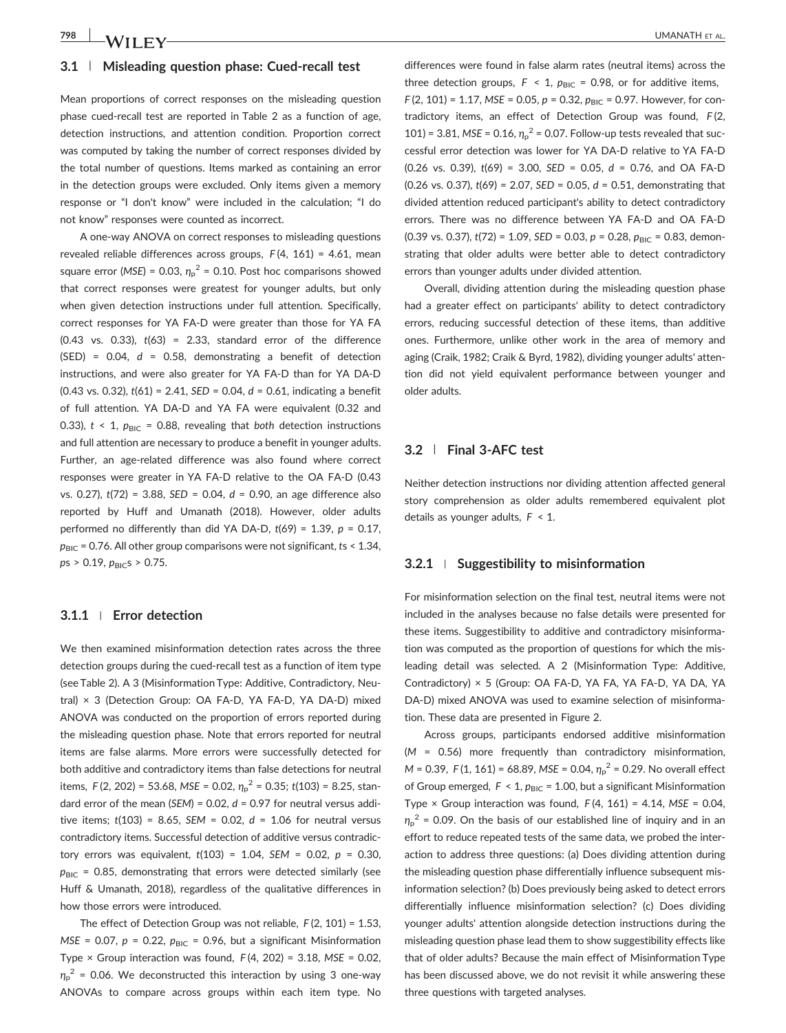## 3.1 | Misleading question phase: Cued-recall test

Mean proportions of correct responses on the misleading question phase cued-recall test are reported in Table 2 as a function of age, detection instructions, and attention condition. Proportion correct was computed by taking the number of correct responses divided by the total number of questions. Items marked as containing an error in the detection groups were excluded. Only items given a memory response or "I don't know" were included in the calculation; "I do not know" responses were counted as incorrect.

A one-way ANOVA on correct responses to misleading questions revealed reliable differences across groups, $F(4, 161) = 4.61$, mean square error (*MSE*) = 0.03, $\eta_p^2 = 0.10$. Post hoc comparisons showed that correct responses were greatest for younger adults, but only when given detection instructions under full attention. Specifically, correct responses for YA FA-D were greater than those for YA FA (0.43 vs. 0.33), $t(63) = 2.33$, standard error of the difference (SED) = 0.04, $d = 0.58$, demonstrating a benefit of detection instructions, and were also greater for YA FA-D than for YA DA-D (0.43 vs. 0.32), $t(61) = 2.41$, *SED* = 0.04, $d = 0.61$, indicating a benefit of full attention. YA DA-D and YA FA were equivalent (0.32 and 0.33), $t < 1$, $p_{BIC} = 0.88$, revealing that *both* detection instructions and full attention are necessary to produce a benefit in younger adults. Further, an age-related difference was also found where correct responses were greater in YA FA-D relative to the OA FA-D (0.43 vs. 0.27), $t(72) = 3.88$, *SED* = 0.04, $d = 0.90$, an age difference also reported by Huff and Umanath (2018). However, older adults performed no differently than did YA DA-D, $t(69) = 1.39$, $p = 0.17$, $p_{BIC} = 0.76$. All other group comparisons were not significant, $t$s < 1.34, $p$s > 0.19, $p_{BIC}$s > 0.75.

### 3.1.1 | Error detection

We then examined misinformation detection rates across the three detection groups during the cued-recall test as a function of item type (see Table 2). A 3 (Misinformation Type: Additive, Contradictory, Neutral) × 3 (Detection Group: OA FA-D, YA FA-D, YA DA-D) mixed ANOVA was conducted on the proportion of errors reported during the misleading question phase. Note that errors reported for neutral items are false alarms. More errors were successfully detected for both additive and contradictory items than false detections for neutral items, $F(2, 202) = 53.68$, *MSE* = 0.02, $\eta_p^2 = 0.35$; $t(103) = 8.25$, standard error of the mean (*SEM*) = 0.02, $d = 0.97$ for neutral versus additive items; $t(103) = 8.65$, *SEM* = 0.02, $d = 1.06$ for neutral versus contradictory items. Successful detection of additive versus contradictory errors was equivalent, $t(103) = 1.04$, *SEM* = 0.02, $p = 0.30$, $p_{BIC} = 0.85$, demonstrating that errors were detected similarly (see Huff & Umanath, 2018), regardless of the qualitative differences in how those errors were introduced.

The effect of Detection Group was not reliable, $F(2, 101) = 1.53$, *MSE* = 0.07, $p = 0.22$, $p_{BIC} = 0.96$, but a significant Misinformation Type × Group interaction was found, $F(4, 202) = 3.18$, *MSE* = 0.02, $\eta_p^2 = 0.06$. We deconstructed this interaction by using 3 one-way ANOVAs to compare across groups within each item type. No differences were found in false alarm rates (neutral items) across the three detection groups, $F < 1$, $p_{BIC} = 0.98$, or for additive items, $F(2, 101) = 1.17$, *MSE* = 0.05, $p = 0.32$, $p_{BIC} = 0.97$. However, for contradictory items, an effect of Detection Group was found, $F(2, 101) = 3.81$, *MSE* = 0.16, $\eta_p^2 = 0.07$. Follow-up tests revealed that successful error detection was lower for YA DA-D relative to YA FA-D (0.26 vs. 0.39), $t(69) = 3.00$, *SED* = 0.05, $d = 0.76$, and OA FA-D (0.26 vs. 0.37), $t(69) = 2.07$, *SED* = 0.05, $d = 0.51$, demonstrating that divided attention reduced participant's ability to detect contradictory errors. There was no difference between YA FA-D and OA FA-D (0.39 vs. 0.37), $t(72) = 1.09$, *SED* = 0.03, $p = 0.28$, $p_{BIC} = 0.83$, demonstrating that older adults were better able to detect contradictory errors than younger adults under divided attention.

Overall, dividing attention during the misleading question phase had a greater effect on participants' ability to detect contradictory errors, reducing successful detection of these items, than additive ones. Furthermore, unlike other work in the area of memory and aging (Craik, 1982; Craik & Byrd, 1982), dividing younger adults' attention did not yield equivalent performance between younger and older adults.

## 3.2 | Final 3-AFC test

Neither detection instructions nor dividing attention affected general story comprehension as older adults remembered equivalent plot details as younger adults, $F < 1$.

### 3.2.1 | Suggestibility to misinformation

For misinformation selection on the final test, neutral items were not included in the analyses because no false details were presented for these items. Suggestibility to additive and contradictory misinformation was computed as the proportion of questions for which the misleading detail was selected. A 2 (Misinformation Type: Additive, Contradictory) × 5 (Group: OA FA-D, YA FA, YA FA-D, YA DA, YA DA-D) mixed ANOVA was used to examine selection of misinformation. These data are presented in Figure 2.

Across groups, participants endorsed additive misinformation ($M = 0.56$) more frequently than contradictory misinformation, $M = 0.39$, $F(1, 161) = 68.89$, *MSE* = 0.04, $\eta_p^2 = 0.29$. No overall effect of Group emerged, $F < 1$, $p_{BIC} = 1.00$, but a significant Misinformation Type × Group interaction was found, $F(4, 161) = 4.14$, *MSE* = 0.04, $\eta_p^2 = 0.09$. On the basis of our established line of inquiry and in an effort to reduce repeated tests of the same data, we probed the interaction to address three questions: (a) Does dividing attention during the misleading question phase differentially influence subsequent misinformation selection? (b) Does previously being asked to detect errors differentially influence misinformation selection? (c) Does dividing younger adults' attention alongside detection instructions during the misleading question phase lead them to show suggestibility effects like that of older adults? Because the main effect of Misinformation Type has been discussed above, we do not revisit it while answering these three questions with targeted analyses.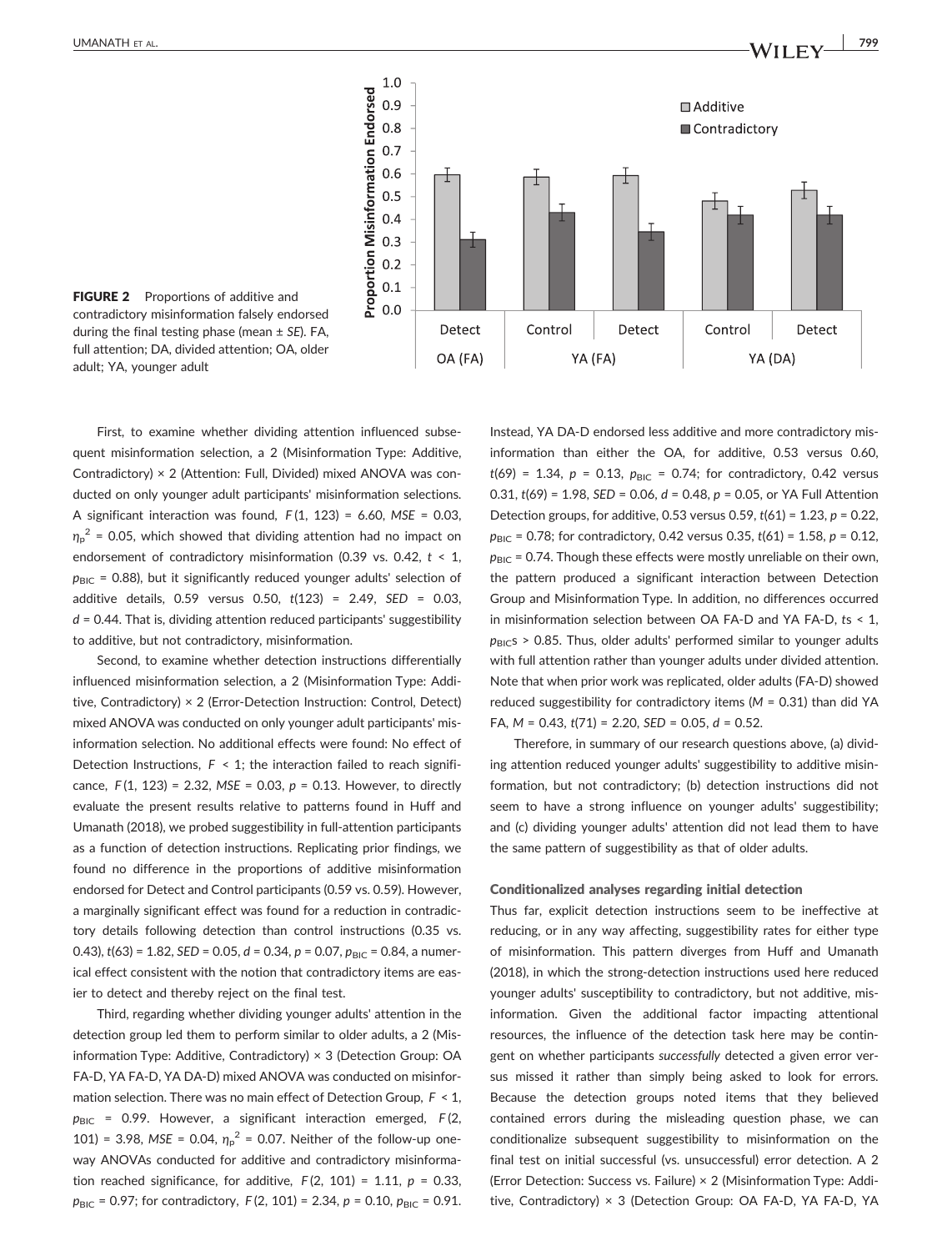1.0
0.9
0.8
0.7
0.6
0.5
0.4
0.3
0.2
0.1
0.0

Proportion Misinformation Endorsed

Additive
Contradictory

Detect
Control
Detect
Control
Detect

OA (FA)
YA (FA)
YA (DA)

**FIGURE 2** Proportions of additive and contradictory misinformation falsely endorsed during the final testing phase (mean ± *SE*). FA, full attention; DA, divided attention; OA, older adult; YA, younger adult

First, to examine whether dividing attention influenced subsequent misinformation selection, a 2 (Misinformation Type: Additive, Contradictory) × 2 (Attention: Full, Divided) mixed ANOVA was conducted on only younger adult participants' misinformation selections. A significant interaction was found, $F(1, 123) = 6.60$, $MSE = 0.03$, $\eta_p^2 = 0.05$, which showed that dividing attention had no impact on endorsement of contradictory misinformation (0.39 vs. 0.42, $t < 1$, $p_{\text{BIC}} = 0.88$), but it significantly reduced younger adults' selection of additive details, 0.59 versus 0.50, $t(123) = 2.49$, $SED = 0.03$, $d = 0.44$. That is, dividing attention reduced participants' suggestibility to additive, but not contradictory, misinformation.

Second, to examine whether detection instructions differentially influenced misinformation selection, a 2 (Misinformation Type: Additive, Contradictory) × 2 (Error-Detection Instruction: Control, Detect) mixed ANOVA was conducted on only younger adult participants' misinformation selection. No additional effects were found: No effect of Detection Instructions, $F < 1$; the interaction failed to reach significance, $F(1, 123) = 2.32$, $MSE = 0.03$, $p = 0.13$. However, to directly evaluate the present results relative to patterns found in Huff and Umanath (2018), we probed suggestibility in full-attention participants as a function of detection instructions. Replicating prior findings, we found no difference in the proportions of additive misinformation endorsed for Detect and Control participants (0.59 vs. 0.59). However, a marginally significant effect was found for a reduction in contradictory details following detection than control instructions (0.35 vs. 0.43), $t(63) = 1.82$, $SED = 0.05$, $d = 0.34$, $p = 0.07$, $p_{\text{BIC}} = 0.84$, a numerical effect consistent with the notion that contradictory items are easier to detect and thereby reject on the final test.

Third, regarding whether dividing younger adults' attention in the detection group led them to perform similar to older adults, a 2 (Misinformation Type: Additive, Contradictory) × 3 (Detection Group: OA FA-D, YA FA-D, YA DA-D) mixed ANOVA was conducted on misinformation selection. There was no main effect of Detection Group, $F < 1$, $p_{\text{BIC}} = 0.99$. However, a significant interaction emerged, $F(2, 101) = 3.98$, $MSE = 0.04$, $\eta_p^2 = 0.07$. Neither of the follow-up one-way ANOVAs conducted for additive and contradictory misinformation reached significance, for additive, $F(2, 101) = 1.11$, $p = 0.33$, $p_{\text{BIC}} = 0.97$; for contradictory, $F(2, 101) = 2.34$, $p = 0.10$, $p_{\text{BIC}} = 0.91$. Instead, YA DA-D endorsed less additive and more contradictory misinformation than either the OA, for additive, 0.53 versus 0.60, $t(69) = 1.34$, $p = 0.13$, $p_{\text{BIC}} = 0.74$; for contradictory, 0.42 versus 0.31, $t(69) = 1.98$, $SED = 0.06$, $d = 0.48$, $p = 0.05$, or YA Full Attention Detection groups, for additive, 0.53 versus 0.59, $t(61) = 1.23$, $p = 0.22$, $p_{\text{BIC}} = 0.78$; for contradictory, 0.42 versus 0.35, $t(61) = 1.58$, $p = 0.12$, $p_{\text{BIC}} = 0.74$. Though these effects were mostly unreliable on their own, the pattern produced a significant interaction between Detection Group and Misinformation Type. In addition, no differences occurred in misinformation selection between OA FA-D and YA FA-D, *t*s < 1, $p_{\text{BIC}}$s > 0.85. Thus, older adults' performed similar to younger adults with full attention rather than younger adults under divided attention. Note that when prior work was replicated, older adults (FA-D) showed reduced suggestibility for contradictory items ($M = 0.31$) than did YA FA, $M = 0.43$, $t(71) = 2.20$, $SED = 0.05$, $d = 0.52$.

Therefore, in summary of our research questions above, (a) dividing attention reduced younger adults' suggestibility to additive misinformation, but not contradictory; (b) detection instructions did not seem to have a strong influence on younger adults' suggestibility; and (c) dividing younger adults' attention did not lead them to have the same pattern of suggestibility as that of older adults.

#### Conditionalized analyses regarding initial detection

Thus far, explicit detection instructions seem to be ineffective at reducing, or in any way affecting, suggestibility rates for either type of misinformation. This pattern diverges from Huff and Umanath (2018), in which the strong-detection instructions used here reduced younger adults' susceptibility to contradictory, but not additive, misinformation. Given the additional factor impacting attentional resources, the influence of the detection task here may be contingent on whether participants *successfully* detected a given error versus missed it rather than simply being asked to look for errors. Because the detection groups noted items that they believed contained errors during the misleading question phase, we can conditionalize subsequent suggestibility to misinformation on the final test on initial successful (vs. unsuccessful) error detection. A 2 (Error Detection: Success vs. Failure) × 2 (Misinformation Type: Additive, Contradictory) × 3 (Detection Group: OA FA-D, YA FA-D, YA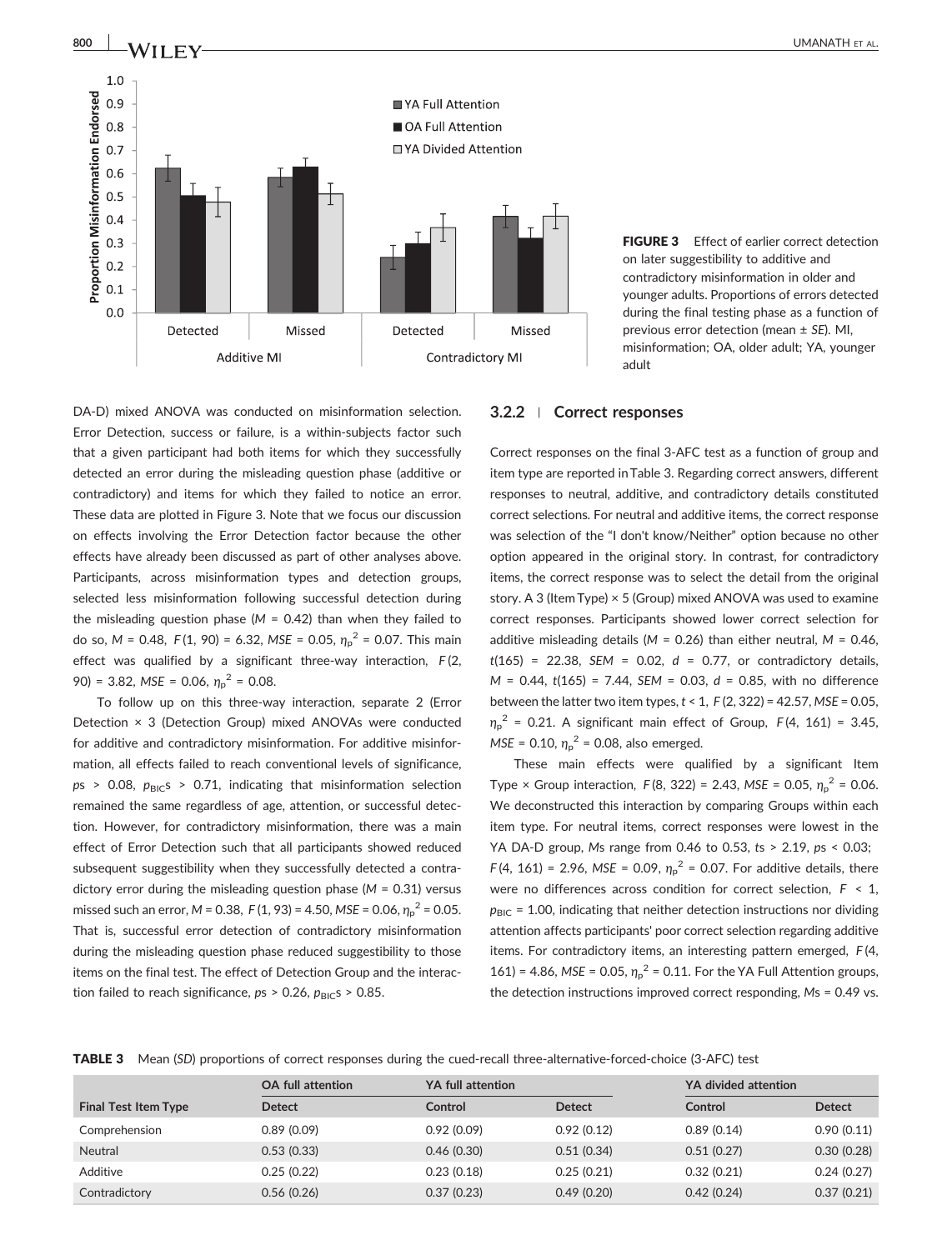1.0
0.9
0.8
0.7
0.6
0.5
0.4
0.3
0.2
0.1
0.0

Proportion Misinformation Endorsed

YA Full Attention
OA Full Attention
YA Divided Attention

Detected
Missed
Detected
Missed

Additive MI
Contradictory MI

**FIGURE 3** Effect of earlier correct detection on later suggestibility to additive and contradictory misinformation in older and younger adults. Proportions of errors detected during the final testing phase as a function of previous error detection (mean ± *SE*). MI, misinformation; OA, older adult; YA, younger adult

DA-D) mixed ANOVA was conducted on misinformation selection. Error Detection, success or failure, is a within-subjects factor such that a given participant had both items for which they successfully detected an error during the misleading question phase (additive or contradictory) and items for which they failed to notice an error. These data are plotted in Figure 3. Note that we focus our discussion on effects involving the Error Detection factor because the other effects have already been discussed as part of other analyses above. Participants, across misinformation types and detection groups, selected less misinformation following successful detection during the misleading question phase ($M$ = 0.42) than when they failed to do so, $M$ = 0.48, $F(1, 90)$ = 6.32, $MSE$ = 0.05, $\eta_p^2$ = 0.07. This main effect was qualified by a significant three-way interaction, $F(2, 90)$ = 3.82, $MSE$ = 0.06, $\eta_p^2$ = 0.08.

To follow up on this three-way interaction, separate 2 (Error Detection × 3 (Detection Group) mixed ANOVAs were conducted for additive and contradictory misinformation. For additive misinformation, all effects failed to reach conventional levels of significance, $p$s > 0.08, $p_{BIC}$s > 0.71, indicating that misinformation selection remained the same regardless of age, attention, or successful detection. However, for contradictory misinformation, there was a main effect of Error Detection such that all participants showed reduced subsequent suggestibility when they successfully detected a contradictory error during the misleading question phase ($M$ = 0.31) versus missed such an error, $M$ = 0.38, $F(1, 93)$ = 4.50, $MSE$ = 0.06, $\eta_p^2$ = 0.05. That is, successful error detection of contradictory misinformation during the misleading question phase reduced suggestibility to those items on the final test. The effect of Detection Group and the interaction failed to reach significance, $p$s > 0.26, $p_{BIC}$s > 0.85.

### 3.2.2 | Correct responses

Correct responses on the final 3-AFC test as a function of group and item type are reported in Table 3. Regarding correct answers, different responses to neutral, additive, and contradictory details constituted correct selections. For neutral and additive items, the correct response was selection of the "I don't know/Neither" option because no other option appeared in the original story. In contrast, for contradictory items, the correct response was to select the detail from the original story. A 3 (Item Type) × 5 (Group) mixed ANOVA was used to examine correct responses. Participants showed lower correct selection for additive misleading details ($M$ = 0.26) than either neutral, $M$ = 0.46, $t(165)$ = 22.38, $SEM$ = 0.02, $d$ = 0.77, or contradictory details, $M$ = 0.44, $t(165)$ = 7.44, $SEM$ = 0.03, $d$ = 0.85, with no difference between the latter two item types, $t$ < 1, $F(2, 322)$ = 42.57, $MSE$ = 0.05, $\eta_p^2$ = 0.21. A significant main effect of Group, $F(4, 161)$ = 3.45, $MSE$ = 0.10, $\eta_p^2$ = 0.08, also emerged.

These main effects were qualified by a significant Item Type × Group interaction, $F(8, 322)$ = 2.43, $MSE$ = 0.05, $\eta_p^2$ = 0.06. We deconstructed this interaction by comparing Groups within each item type. For neutral items, correct responses were lowest in the YA DA-D group, $M$s range from 0.46 to 0.53, $t$s > 2.19, $p$s < 0.03; $F(4, 161)$ = 2.96, $MSE$ = 0.09, $\eta_p^2$ = 0.07. For additive details, there were no differences across condition for correct selection, $F$ < 1, $p_{BIC}$ = 1.00, indicating that neither detection instructions nor dividing attention affects participants' poor correct selection regarding additive items. For contradictory items, an interesting pattern emerged, $F(4, 161)$ = 4.86, $MSE$ = 0.05, $\eta_p^2$ = 0.11. For the YA Full Attention groups, the detection instructions improved correct responding, $M$s = 0.49 vs.

**TABLE 3** Mean (*SD*) proportions of correct responses during the cued-recall three-alternative-forced-choice (3-AFC) test

| | OA full attention | YA full attention | | YA divided attention | |
|---|---|---|---|---|---|
| Final Test Item Type | Detect | Control | Detect | Control | Detect |
| Comprehension | 0.89 (0.09) | 0.92 (0.09) | 0.92 (0.12) | 0.89 (0.14) | 0.90 (0.11) |
| Neutral | 0.53 (0.33) | 0.46 (0.30) | 0.51 (0.34) | 0.51 (0.27) | 0.30 (0.28) |
| Additive | 0.25 (0.22) | 0.23 (0.18) | 0.25 (0.21) | 0.32 (0.21) | 0.24 (0.27) |
| Contradictory | 0.56 (0.26) | 0.37 (0.23) | 0.49 (0.20) | 0.42 (0.24) | 0.37 (0.21) |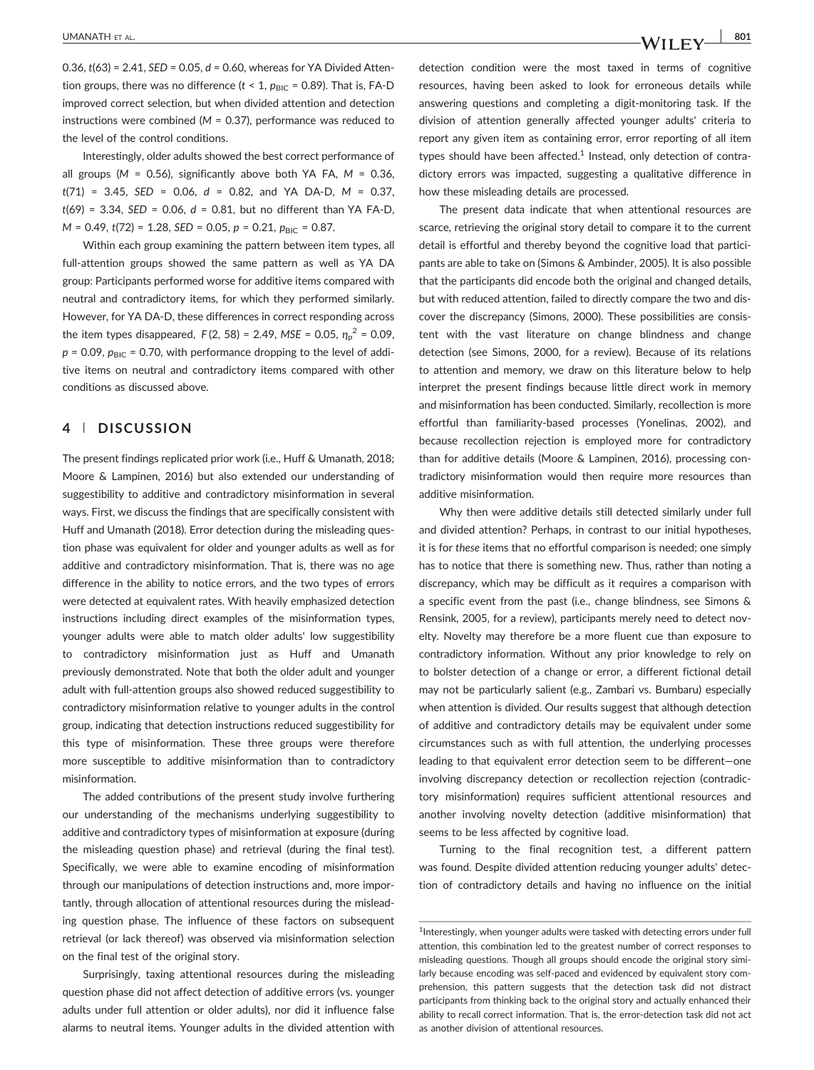0.36, $t(63) = 2.41$, $SED = 0.05$, $d = 0.60$, whereas for YA Divided Attention groups, there was no difference ($t < 1$, $p_{BIC} = 0.89$). That is, FA-D improved correct selection, but when divided attention and detection instructions were combined ($M = 0.37$), performance was reduced to the level of the control conditions.

Interestingly, older adults showed the best correct performance of all groups ($M = 0.56$), significantly above both YA FA, $M = 0.36$, $t(71) = 3.45$, $SED = 0.06$, $d = 0.82$, and YA DA-D, $M = 0.37$, $t(69) = 3.34$, $SED = 0.06$, $d = 0.81$, but no different than YA FA-D, $M = 0.49$, $t(72) = 1.28$, $SED = 0.05$, $p = 0.21$, $p_{BIC} = 0.87$.

Within each group examining the pattern between item types, all full-attention groups showed the same pattern as well as YA DA group: Participants performed worse for additive items compared with neutral and contradictory items, for which they performed similarly. However, for YA DA-D, these differences in correct responding across the item types disappeared, $F(2, 58) = 2.49$, $MSE = 0.05$, $\eta_p^2 = 0.09$, $p = 0.09$, $p_{BIC} = 0.70$, with performance dropping to the level of additive items on neutral and contradictory items compared with other conditions as discussed above.

## 4 | DISCUSSION

The present findings replicated prior work (i.e., Huff & Umanath, 2018; Moore & Lampinen, 2016) but also extended our understanding of suggestibility to additive and contradictory misinformation in several ways. First, we discuss the findings that are specifically consistent with Huff and Umanath (2018). Error detection during the misleading question phase was equivalent for older and younger adults as well as for additive and contradictory misinformation. That is, there was no age difference in the ability to notice errors, and the two types of errors were detected at equivalent rates. With heavily emphasized detection instructions including direct examples of the misinformation types, younger adults were able to match older adults' low suggestibility to contradictory misinformation just as Huff and Umanath previously demonstrated. Note that both the older adult and younger adult with full-attention groups also showed reduced suggestibility to contradictory misinformation relative to younger adults in the control group, indicating that detection instructions reduced suggestibility for this type of misinformation. These three groups were therefore more susceptible to additive misinformation than to contradictory misinformation.

The added contributions of the present study involve furthering our understanding of the mechanisms underlying suggestibility to additive and contradictory types of misinformation at exposure (during the misleading question phase) and retrieval (during the final test). Specifically, we were able to examine encoding of misinformation through our manipulations of detection instructions and, more importantly, through allocation of attentional resources during the misleading question phase. The influence of these factors on subsequent retrieval (or lack thereof) was observed via misinformation selection on the final test of the original story.

Surprisingly, taxing attentional resources during the misleading question phase did not affect detection of additive errors (vs. younger adults under full attention or older adults), nor did it influence false alarms to neutral items. Younger adults in the divided attention with detection condition were the most taxed in terms of cognitive resources, having been asked to look for erroneous details while answering questions and completing a digit-monitoring task. If the division of attention generally affected younger adults' criteria to report any given item as containing error, error reporting of all item types should have been affected.[1] Instead, only detection of contradictory errors was impacted, suggesting a qualitative difference in how these misleading details are processed.

The present data indicate that when attentional resources are scarce, retrieving the original story detail to compare it to the current detail is effortful and thereby beyond the cognitive load that participants are able to take on (Simons & Ambinder, 2005). It is also possible that the participants did encode both the original and changed details, but with reduced attention, failed to directly compare the two and discover the discrepancy (Simons, 2000). These possibilities are consistent with the vast literature on change blindness and change detection (see Simons, 2000, for a review). Because of its relations to attention and memory, we draw on this literature below to help interpret the present findings because little direct work in memory and misinformation has been conducted. Similarly, recollection is more effortful than familiarity-based processes (Yonelinas, 2002), and because recollection rejection is employed more for contradictory than for additive details (Moore & Lampinen, 2016), processing contradictory misinformation would then require more resources than additive misinformation.

Why then were additive details still detected similarly under full and divided attention? Perhaps, in contrast to our initial hypotheses, it is for *these* items that no effortful comparison is needed; one simply has to notice that there is something new. Thus, rather than noting a discrepancy, which may be difficult as it requires a comparison with a specific event from the past (i.e., change blindness, see Simons & Rensink, 2005, for a review), participants merely need to detect novelty. Novelty may therefore be a more fluent cue than exposure to contradictory information. Without any prior knowledge to rely on to bolster detection of a change or error, a different fictional detail may not be particularly salient (e.g., Zambari vs. Bumbaru) especially when attention is divided. Our results suggest that although detection of additive and contradictory details may be equivalent under some circumstances such as with full attention, the underlying processes leading to that equivalent error detection seem to be different—one involving discrepancy detection or recollection rejection (contradictory misinformation) requires sufficient attentional resources and another involving novelty detection (additive misinformation) that seems to be less affected by cognitive load.

Turning to the final recognition test, a different pattern was found. Despite divided attention reducing younger adults' detection of contradictory details and having no influence on the initial

[1]Interestingly, when younger adults were tasked with detecting errors under full attention, this combination led to the greatest number of correct responses to misleading questions. Though all groups should encode the original story similarly because encoding was self-paced and evidenced by equivalent story comprehension, this pattern suggests that the detection task did not distract participants from thinking back to the original story and actually enhanced their ability to recall correct information. That is, the error-detection task did not act as another division of attentional resources.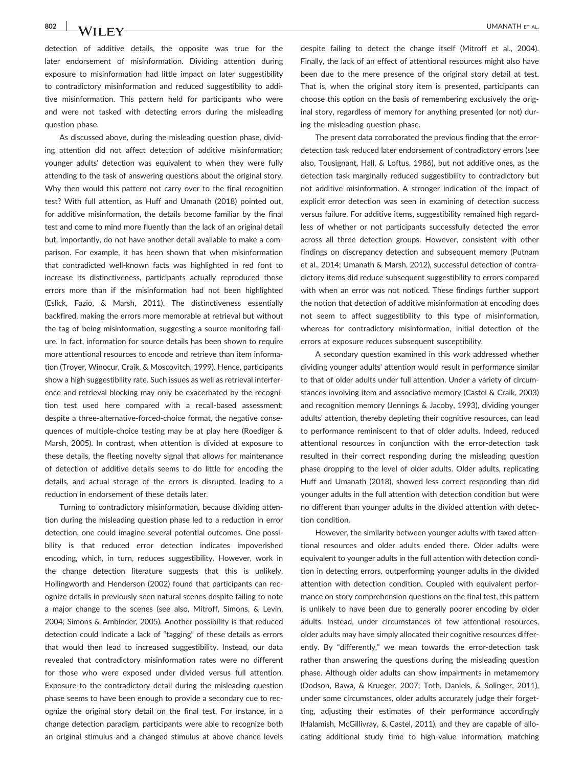detection of additive details, the opposite was true for the later endorsement of misinformation. Dividing attention during exposure to misinformation had little impact on later suggestibility to contradictory misinformation and reduced suggestibility to additive misinformation. This pattern held for participants who were and were not tasked with detecting errors during the misleading question phase.

As discussed above, during the misleading question phase, dividing attention did not affect detection of additive misinformation; younger adults' detection was equivalent to when they were fully attending to the task of answering questions about the original story. Why then would this pattern not carry over to the final recognition test? With full attention, as Huff and Umanath (2018) pointed out, for additive misinformation, the details become familiar by the final test and come to mind more fluently than the lack of an original detail but, importantly, do not have another detail available to make a comparison. For example, it has been shown that when misinformation that contradicted well-known facts was highlighted in red font to increase its distinctiveness, participants actually reproduced those errors more than if the misinformation had not been highlighted (Eslick, Fazio, & Marsh, 2011). The distinctiveness essentially backfired, making the errors more memorable at retrieval but without the tag of being misinformation, suggesting a source monitoring failure. In fact, information for source details has been shown to require more attentional resources to encode and retrieve than item information (Troyer, Winocur, Craik, & Moscovitch, 1999). Hence, participants show a high suggestibility rate. Such issues as well as retrieval interference and retrieval blocking may only be exacerbated by the recognition test used here compared with a recall-based assessment; despite a three-alternative-forced-choice format, the negative consequences of multiple-choice testing may be at play here (Roediger & Marsh, 2005). In contrast, when attention is divided at exposure to these details, the fleeting novelty signal that allows for maintenance of detection of additive details seems to do little for encoding the details, and actual storage of the errors is disrupted, leading to a reduction in endorsement of these details later.

Turning to contradictory misinformation, because dividing attention during the misleading question phase led to a reduction in error detection, one could imagine several potential outcomes. One possibility is that reduced error detection indicates impoverished encoding, which, in turn, reduces suggestibility. However, work in the change detection literature suggests that this is unlikely. Hollingworth and Henderson (2002) found that participants can recognize details in previously seen natural scenes despite failing to note a major change to the scenes (see also, Mitroff, Simons, & Levin, 2004; Simons & Ambinder, 2005). Another possibility is that reduced detection could indicate a lack of "tagging" of these details as errors that would then lead to increased suggestibility. Instead, our data revealed that contradictory misinformation rates were no different for those who were exposed under divided versus full attention. Exposure to the contradictory detail during the misleading question phase seems to have been enough to provide a secondary cue to recognize the original story detail on the final test. For instance, in a change detection paradigm, participants were able to recognize both an original stimulus and a changed stimulus at above chance levels despite failing to detect the change itself (Mitroff et al., 2004). Finally, the lack of an effect of attentional resources might also have been due to the mere presence of the original story detail at test. That is, when the original story item is presented, participants can choose this option on the basis of remembering exclusively the original story, regardless of memory for anything presented (or not) during the misleading question phase.

The present data corroborated the previous finding that the error-detection task reduced later endorsement of contradictory errors (see also, Tousignant, Hall, & Loftus, 1986), but not additive ones, as the detection task marginally reduced suggestibility to contradictory but not additive misinformation. A stronger indication of the impact of explicit error detection was seen in examining of detection success versus failure. For additive items, suggestibility remained high regardless of whether or not participants successfully detected the error across all three detection groups. However, consistent with other findings on discrepancy detection and subsequent memory (Putnam et al., 2014; Umanath & Marsh, 2012), successful detection of contradictory items did reduce subsequent suggestibility to errors compared with when an error was not noticed. These findings further support the notion that detection of additive misinformation at encoding does not seem to affect suggestibility to this type of misinformation, whereas for contradictory misinformation, initial detection of the errors at exposure reduces subsequent susceptibility.

A secondary question examined in this work addressed whether dividing younger adults' attention would result in performance similar to that of older adults under full attention. Under a variety of circumstances involving item and associative memory (Castel & Craik, 2003) and recognition memory (Jennings & Jacoby, 1993), dividing younger adults' attention, thereby depleting their cognitive resources, can lead to performance reminiscent to that of older adults. Indeed, reduced attentional resources in conjunction with the error-detection task resulted in their correct responding during the misleading question phase dropping to the level of older adults. Older adults, replicating Huff and Umanath (2018), showed less correct responding than did younger adults in the full attention with detection condition but were no different than younger adults in the divided attention with detection condition.

However, the similarity between younger adults with taxed attentional resources and older adults ended there. Older adults were equivalent to younger adults in the full attention with detection condition in detecting errors, outperforming younger adults in the divided attention with detection condition. Coupled with equivalent performance on story comprehension questions on the final test, this pattern is unlikely to have been due to generally poorer encoding by older adults. Instead, under circumstances of few attentional resources, older adults may have simply allocated their cognitive resources differently. By "differently," we mean towards the error-detection task rather than answering the questions during the misleading question phase. Although older adults can show impairments in metamemory (Dodson, Bawa, & Krueger, 2007; Toth, Daniels, & Solinger, 2011), under some circumstances, older adults accurately judge their forgetting, adjusting their estimates of their performance accordingly (Halamish, McGillivray, & Castel, 2011), and they are capable of allocating additional study time to high-value information, matching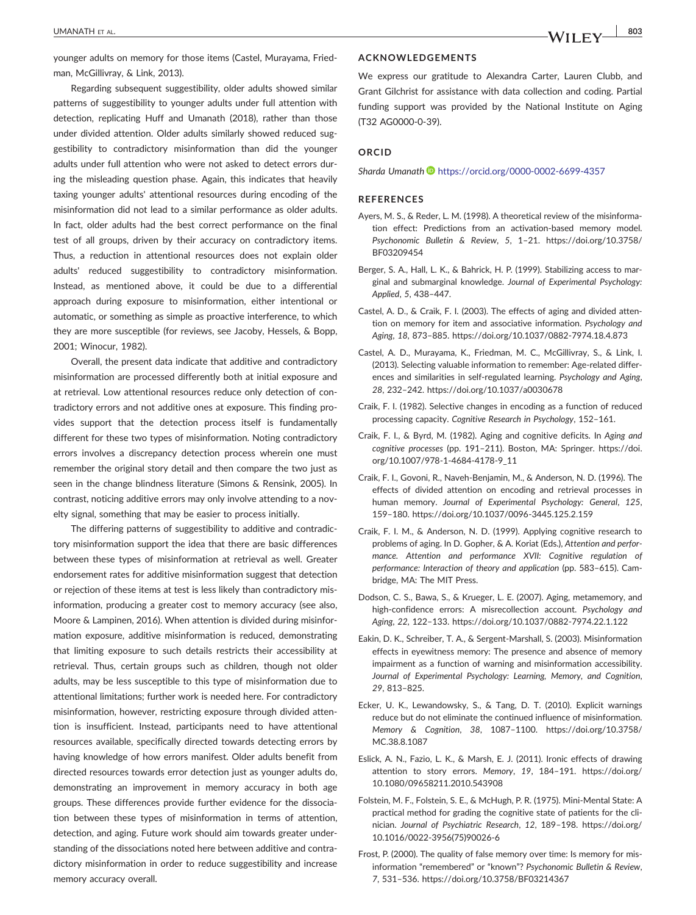younger adults on memory for those items (Castel, Murayama, Friedman, McGillivray, & Link, 2013).

Regarding subsequent suggestibility, older adults showed similar patterns of suggestibility to younger adults under full attention with detection, replicating Huff and Umanath (2018), rather than those under divided attention. Older adults similarly showed reduced suggestibility to contradictory misinformation than did the younger adults under full attention who were not asked to detect errors during the misleading question phase. Again, this indicates that heavily taxing younger adults' attentional resources during encoding of the misinformation did not lead to a similar performance as older adults. In fact, older adults had the best correct performance on the final test of all groups, driven by their accuracy on contradictory items. Thus, a reduction in attentional resources does not explain older adults' reduced suggestibility to contradictory misinformation. Instead, as mentioned above, it could be due to a differential approach during exposure to misinformation, either intentional or automatic, or something as simple as proactive interference, to which they are more susceptible (for reviews, see Jacoby, Hessels, & Bopp, 2001; Winocur, 1982).

Overall, the present data indicate that additive and contradictory misinformation are processed differently both at initial exposure and at retrieval. Low attentional resources reduce only detection of contradictory errors and not additive ones at exposure. This finding provides support that the detection process itself is fundamentally different for these two types of misinformation. Noting contradictory errors involves a discrepancy detection process wherein one must remember the original story detail and then compare the two just as seen in the change blindness literature (Simons & Rensink, 2005). In contrast, noticing additive errors may only involve attending to a novelty signal, something that may be easier to process initially.

The differing patterns of suggestibility to additive and contradictory misinformation support the idea that there are basic differences between these types of misinformation at retrieval as well. Greater endorsement rates for additive misinformation suggest that detection or rejection of these items at test is less likely than contradictory misinformation, producing a greater cost to memory accuracy (see also, Moore & Lampinen, 2016). When attention is divided during misinformation exposure, additive misinformation is reduced, demonstrating that limiting exposure to such details restricts their accessibility at retrieval. Thus, certain groups such as children, though not older adults, may be less susceptible to this type of misinformation due to attentional limitations; further work is needed here. For contradictory misinformation, however, restricting exposure through divided attention is insufficient. Instead, participants need to have attentional resources available, specifically directed towards detecting errors by having knowledge of how errors manifest. Older adults benefit from directed resources towards error detection just as younger adults do, demonstrating an improvement in memory accuracy in both age groups. These differences provide further evidence for the dissociation between these types of misinformation in terms of attention, detection, and aging. Future work should aim towards greater understanding of the dissociations noted here between additive and contradictory misinformation in order to reduce suggestibility and increase memory accuracy overall.

## ACKNOWLEDGEMENTS

We express our gratitude to Alexandra Carter, Lauren Clubb, and Grant Gilchrist for assistance with data collection and coding. Partial funding support was provided by the National Institute on Aging (T32 AG0000-0-39).

## ORCID

*Sharda Umanath* https://orcid.org/0000-0002-6699-4357

## REFERENCES

Ayers, M. S., & Reder, L. M. (1998). A theoretical review of the misinformation effect: Predictions from an activation-based memory model. *Psychonomic Bulletin & Review*, *5*, 1–21. https://doi.org/10.3758/BF03209454

Berger, S. A., Hall, L. K., & Bahrick, H. P. (1999). Stabilizing access to marginal and submarginal knowledge. *Journal of Experimental Psychology: Applied*, *5*, 438–447.

Castel, A. D., & Craik, F. I. (2003). The effects of aging and divided attention on memory for item and associative information. *Psychology and Aging*, *18*, 873–885. https://doi.org/10.1037/0882-7974.18.4.873

Castel, A. D., Murayama, K., Friedman, M. C., McGillivray, S., & Link, I. (2013). Selecting valuable information to remember: Age-related differences and similarities in self-regulated learning. *Psychology and Aging*, *28*, 232–242. https://doi.org/10.1037/a0030678

Craik, F. I. (1982). Selective changes in encoding as a function of reduced processing capacity. *Cognitive Research in Psychology*, 152–161.

Craik, F. I., & Byrd, M. (1982). Aging and cognitive deficits. In *Aging and cognitive processes* (pp. 191–211). Boston, MA: Springer. https://doi.org/10.1007/978-1-4684-4178-9_11

Craik, F. I., Govoni, R., Naveh-Benjamin, M., & Anderson, N. D. (1996). The effects of divided attention on encoding and retrieval processes in human memory. *Journal of Experimental Psychology: General*, *125*, 159–180. https://doi.org/10.1037/0096-3445.125.2.159

Craik, F. I. M., & Anderson, N. D. (1999). Applying cognitive research to problems of aging. In D. Gopher, & A. Koriat (Eds.), *Attention and performance. Attention and performance XVII: Cognitive regulation of performance: Interaction of theory and application* (pp. 583–615). Cambridge, MA: The MIT Press.

Dodson, C. S., Bawa, S., & Krueger, L. E. (2007). Aging, metamemory, and high-confidence errors: A misrecollection account. *Psychology and Aging*, *22*, 122–133. https://doi.org/10.1037/0882-7974.22.1.122

Eakin, D. K., Schreiber, T. A., & Sergent-Marshall, S. (2003). Misinformation effects in eyewitness memory: The presence and absence of memory impairment as a function of warning and misinformation accessibility. *Journal of Experimental Psychology: Learning, Memory, and Cognition*, *29*, 813–825.

Ecker, U. K., Lewandowsky, S., & Tang, D. T. (2010). Explicit warnings reduce but do not eliminate the continued influence of misinformation. *Memory & Cognition*, *38*, 1087–1100. https://doi.org/10.3758/MC.38.8.1087

Eslick, A. N., Fazio, L. K., & Marsh, E. J. (2011). Ironic effects of drawing attention to story errors. *Memory*, *19*, 184–191. https://doi.org/10.1080/09658211.2010.543908

Folstein, M. F., Folstein, S. E., & McHugh, P. R. (1975). Mini-Mental State: A practical method for grading the cognitive state of patients for the clinician. *Journal of Psychiatric Research*, *12*, 189–198. https://doi.org/10.1016/0022-3956(75)90026-6

Frost, P. (2000). The quality of false memory over time: Is memory for misinformation "remembered" or "known"? *Psychonomic Bulletin & Review*, *7*, 531–536. https://doi.org/10.3758/BF03214367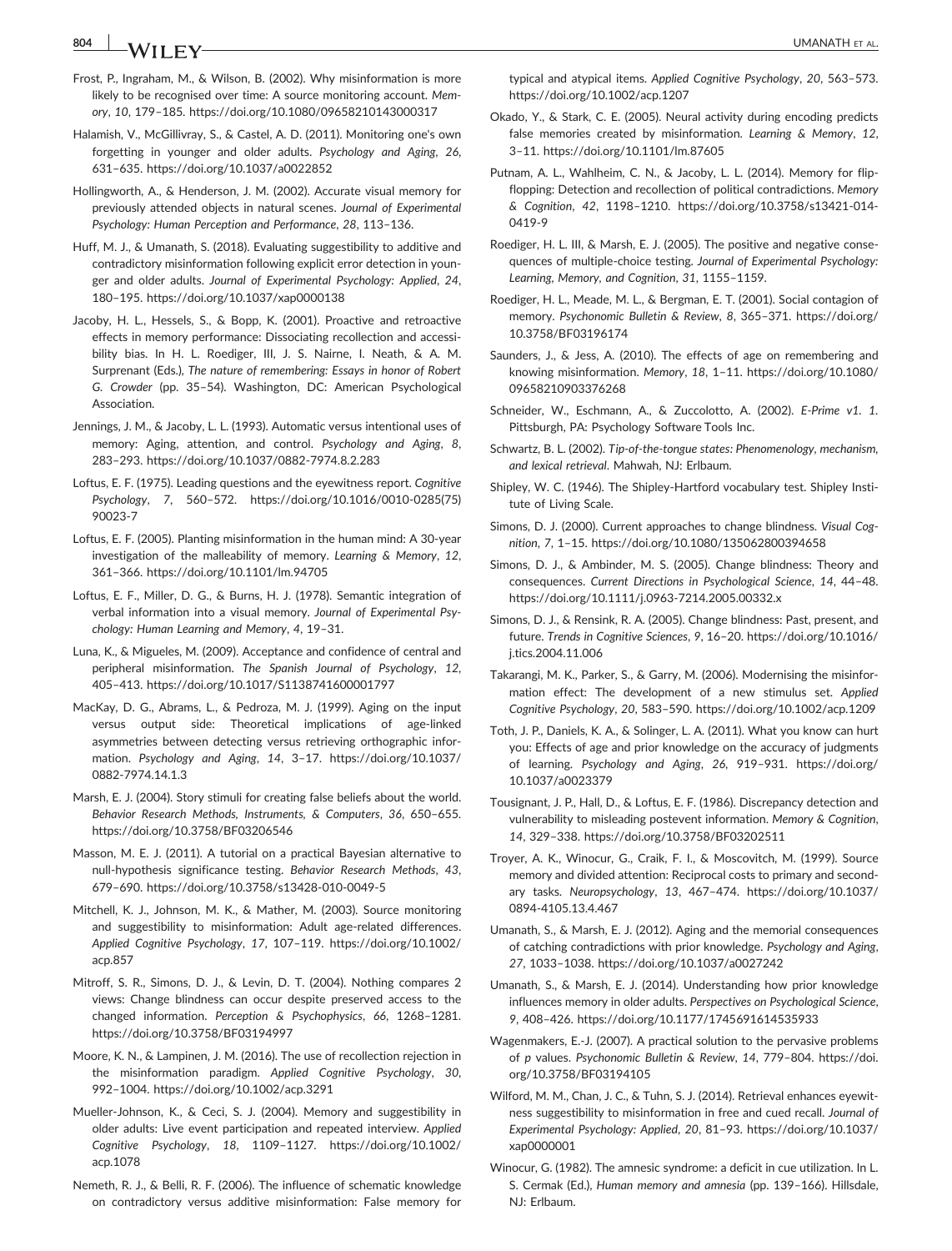Frost, P., Ingraham, M., & Wilson, B. (2002). Why misinformation is more likely to be recognised over time: A source monitoring account. *Memory*, *10*, 179–185. https://doi.org/10.1080/09658210143000317

Halamish, V., McGillivray, S., & Castel, A. D. (2011). Monitoring one's own forgetting in younger and older adults. *Psychology and Aging*, *26*, 631–635. https://doi.org/10.1037/a0022852

Hollingworth, A., & Henderson, J. M. (2002). Accurate visual memory for previously attended objects in natural scenes. *Journal of Experimental Psychology: Human Perception and Performance*, *28*, 113–136.

Huff, M. J., & Umanath, S. (2018). Evaluating suggestibility to additive and contradictory misinformation following explicit error detection in younger and older adults. *Journal of Experimental Psychology: Applied*, *24*, 180–195. https://doi.org/10.1037/xap0000138

Jacoby, H. L., Hessels, S., & Bopp, K. (2001). Proactive and retroactive effects in memory performance: Dissociating recollection and accessibility bias. In H. L. Roediger, III, J. S. Nairne, I. Neath, & A. M. Surprenant (Eds.), *The nature of remembering: Essays in honor of Robert G. Crowder* (pp. 35–54). Washington, DC: American Psychological Association.

Jennings, J. M., & Jacoby, L. L. (1993). Automatic versus intentional uses of memory: Aging, attention, and control. *Psychology and Aging*, *8*, 283–293. https://doi.org/10.1037/0882-7974.8.2.283

Loftus, E. F. (1975). Leading questions and the eyewitness report. *Cognitive Psychology*, *7*, 560–572. https://doi.org/10.1016/0010-0285(75)90023-7

Loftus, E. F. (2005). Planting misinformation in the human mind: A 30-year investigation of the malleability of memory. *Learning & Memory*, *12*, 361–366. https://doi.org/10.1101/lm.94705

Loftus, E. F., Miller, D. G., & Burns, H. J. (1978). Semantic integration of verbal information into a visual memory. *Journal of Experimental Psychology: Human Learning and Memory*, *4*, 19–31.

Luna, K., & Migueles, M. (2009). Acceptance and confidence of central and peripheral misinformation. *The Spanish Journal of Psychology*, *12*, 405–413. https://doi.org/10.1017/S1138741600001797

MacKay, D. G., Abrams, L., & Pedroza, M. J. (1999). Aging on the input versus output side: Theoretical implications of age-linked asymmetries between detecting versus retrieving orthographic information. *Psychology and Aging*, *14*, 3–17. https://doi.org/10.1037/0882-7974.14.1.3

Marsh, E. J. (2004). Story stimuli for creating false beliefs about the world. *Behavior Research Methods, Instruments, & Computers*, *36*, 650–655. https://doi.org/10.3758/BF03206546

Masson, M. E. J. (2011). A tutorial on a practical Bayesian alternative to null-hypothesis significance testing. *Behavior Research Methods*, *43*, 679–690. https://doi.org/10.3758/s13428-010-0049-5

Mitchell, K. J., Johnson, M. K., & Mather, M. (2003). Source monitoring and suggestibility to misinformation: Adult age-related differences. *Applied Cognitive Psychology*, *17*, 107–119. https://doi.org/10.1002/acp.857

Mitroff, S. R., Simons, D. J., & Levin, D. T. (2004). Nothing compares 2 views: Change blindness can occur despite preserved access to the changed information. *Perception & Psychophysics*, *66*, 1268–1281. https://doi.org/10.3758/BF03194997

Moore, K. N., & Lampinen, J. M. (2016). The use of recollection rejection in the misinformation paradigm. *Applied Cognitive Psychology*, *30*, 992–1004. https://doi.org/10.1002/acp.3291

Mueller-Johnson, K., & Ceci, S. J. (2004). Memory and suggestibility in older adults: Live event participation and repeated interview. *Applied Cognitive Psychology*, *18*, 1109–1127. https://doi.org/10.1002/acp.1078

Nemeth, R. J., & Belli, R. F. (2006). The influence of schematic knowledge on contradictory versus additive misinformation: False memory for typical and atypical items. *Applied Cognitive Psychology*, *20*, 563–573. https://doi.org/10.1002/acp.1207

Okado, Y., & Stark, C. E. (2005). Neural activity during encoding predicts false memories created by misinformation. *Learning & Memory*, *12*, 3–11. https://doi.org/10.1101/lm.87605

Putnam, A. L., Wahlheim, C. N., & Jacoby, L. L. (2014). Memory for flip-flopping: Detection and recollection of political contradictions. *Memory & Cognition*, *42*, 1198–1210. https://doi.org/10.3758/s13421-014-0419-9

Roediger, H. L. III, & Marsh, E. J. (2005). The positive and negative consequences of multiple-choice testing. *Journal of Experimental Psychology: Learning, Memory, and Cognition*, *31*, 1155–1159.

Roediger, H. L., Meade, M. L., & Bergman, E. T. (2001). Social contagion of memory. *Psychonomic Bulletin & Review*, *8*, 365–371. https://doi.org/10.3758/BF03196174

Saunders, J., & Jess, A. (2010). The effects of age on remembering and knowing misinformation. *Memory*, *18*, 1–11. https://doi.org/10.1080/09658210903376268

Schneider, W., Eschmann, A., & Zuccolotto, A. (2002). *E-Prime v1. 1*. Pittsburgh, PA: Psychology Software Tools Inc.

Schwartz, B. L. (2002). *Tip-of-the-tongue states: Phenomenology, mechanism, and lexical retrieval*. Mahwah, NJ: Erlbaum.

Shipley, W. C. (1946). The Shipley-Hartford vocabulary test. Shipley Institute of Living Scale.

Simons, D. J. (2000). Current approaches to change blindness. *Visual Cognition*, *7*, 1–15. https://doi.org/10.1080/135062800394658

Simons, D. J., & Ambinder, M. S. (2005). Change blindness: Theory and consequences. *Current Directions in Psychological Science*, *14*, 44–48. https://doi.org/10.1111/j.0963-7214.2005.00332.x

Simons, D. J., & Rensink, R. A. (2005). Change blindness: Past, present, and future. *Trends in Cognitive Sciences*, *9*, 16–20. https://doi.org/10.1016/j.tics.2004.11.006

Takarangi, M. K., Parker, S., & Garry, M. (2006). Modernising the misinformation effect: The development of a new stimulus set. *Applied Cognitive Psychology*, *20*, 583–590. https://doi.org/10.1002/acp.1209

Toth, J. P., Daniels, K. A., & Solinger, L. A. (2011). What you know can hurt you: Effects of age and prior knowledge on the accuracy of judgments of learning. *Psychology and Aging*, *26*, 919–931. https://doi.org/10.1037/a0023379

Tousignant, J. P., Hall, D., & Loftus, E. F. (1986). Discrepancy detection and vulnerability to misleading postevent information. *Memory & Cognition*, *14*, 329–338. https://doi.org/10.3758/BF03202511

Troyer, A. K., Winocur, G., Craik, F. I., & Moscovitch, M. (1999). Source memory and divided attention: Reciprocal costs to primary and secondary tasks. *Neuropsychology*, *13*, 467–474. https://doi.org/10.1037/0894-4105.13.4.467

Umanath, S., & Marsh, E. J. (2012). Aging and the memorial consequences of catching contradictions with prior knowledge. *Psychology and Aging*, *27*, 1033–1038. https://doi.org/10.1037/a0027242

Umanath, S., & Marsh, E. J. (2014). Understanding how prior knowledge influences memory in older adults. *Perspectives on Psychological Science*, *9*, 408–426. https://doi.org/10.1177/1745691614535933

Wagenmakers, E.-J. (2007). A practical solution to the pervasive problems of *p* values. *Psychonomic Bulletin & Review*, *14*, 779–804. https://doi.org/10.3758/BF03194105

Wilford, M. M., Chan, J. C., & Tuhn, S. J. (2014). Retrieval enhances eyewitness suggestibility to misinformation in free and cued recall. *Journal of Experimental Psychology: Applied*, *20*, 81–93. https://doi.org/10.1037/xap0000001

Winocur, G. (1982). The amnesic syndrome: a deficit in cue utilization. In L. S. Cermak (Ed.), *Human memory and amnesia* (pp. 139–166). Hillsdale, NJ: Erlbaum.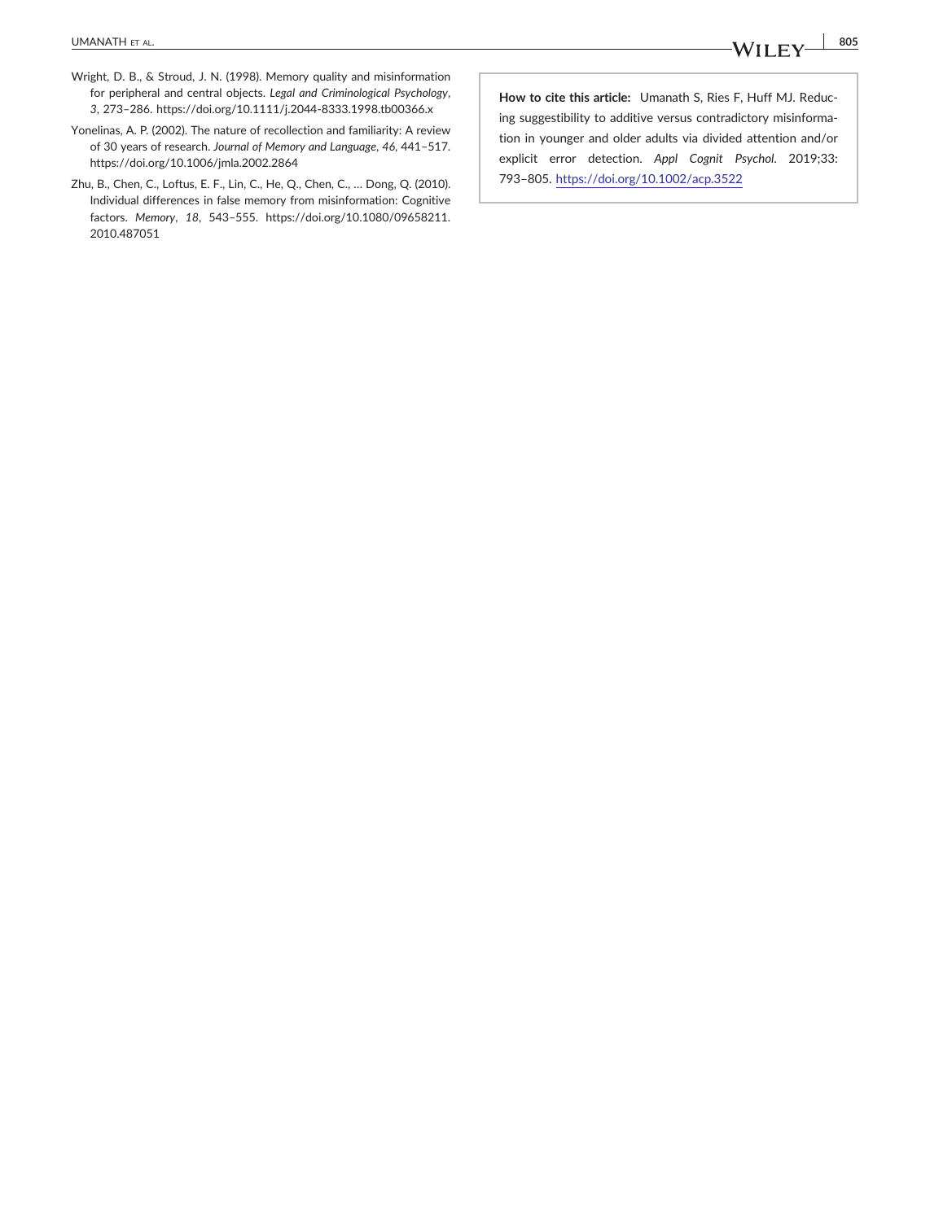Wright, D. B., & Stroud, J. N. (1998). Memory quality and misinformation for peripheral and central objects. *Legal and Criminological Psychology*, *3*, 273–286. https://doi.org/10.1111/j.2044-8333.1998.tb00366.x

Yonelinas, A. P. (2002). The nature of recollection and familiarity: A review of 30 years of research. *Journal of Memory and Language*, *46*, 441–517. https://doi.org/10.1006/jmla.2002.2864

Zhu, B., Chen, C., Loftus, E. F., Lin, C., He, Q., Chen, C., … Dong, Q. (2010). Individual differences in false memory from misinformation: Cognitive factors. *Memory*, *18*, 543–555. https://doi.org/10.1080/09658211.2010.487051

**How to cite this article:** Umanath S, Ries F, Huff MJ. Reducing suggestibility to additive versus contradictory misinformation in younger and older adults via divided attention and/or explicit error detection. *Appl Cognit Psychol.* 2019;33:793–805. https://doi.org/10.1002/acp.3522